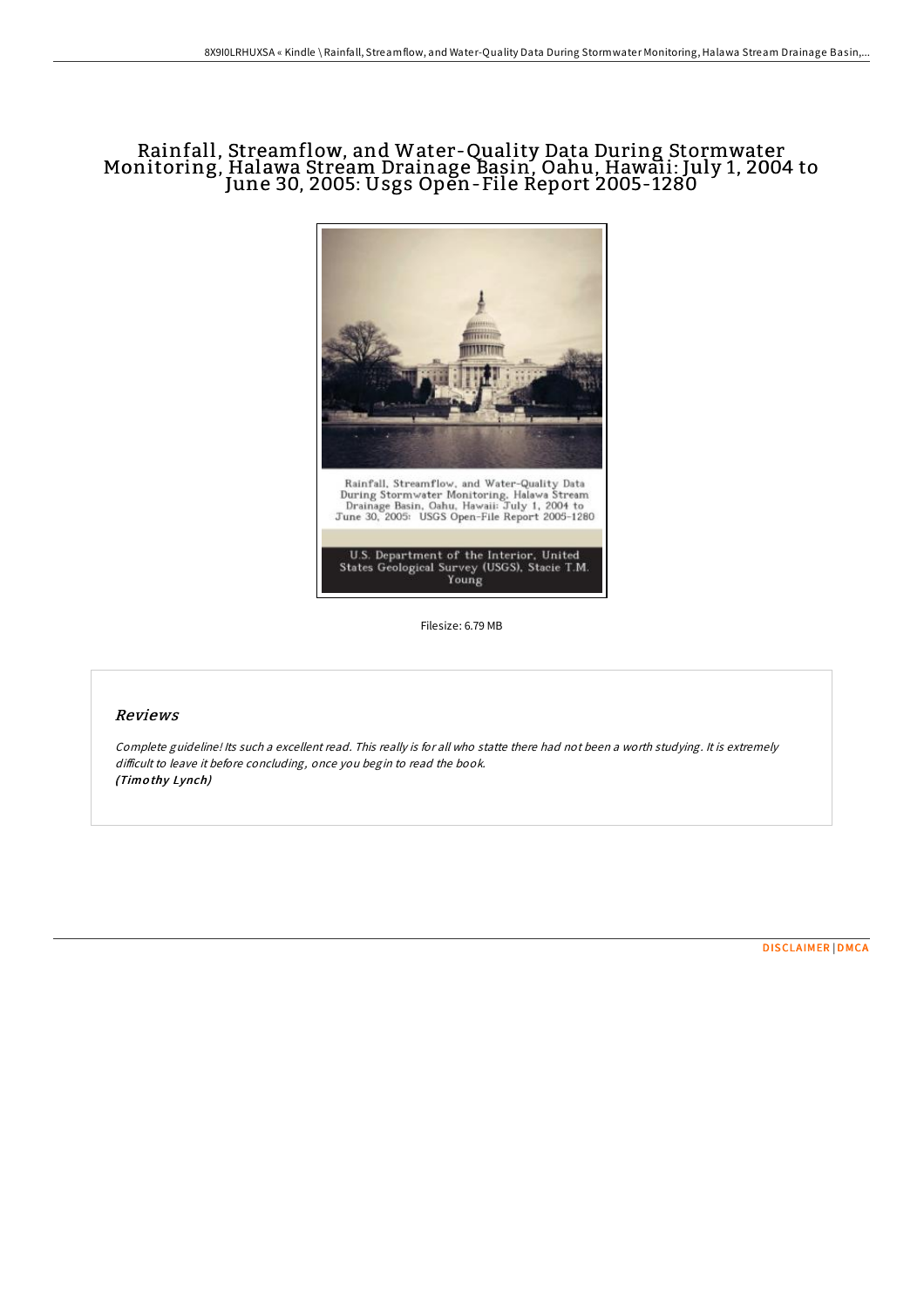# Rainfall, Streamflow, and Water-Quality Data During Stormwater Monitoring, Halawa Stream Drainage Basin, Oahu, Hawaii: July 1, 2004 to June 30, 2005: Usgs Open-File Report 2005-1280

Filesize: 6.79 MB

## Reviews

*Complete guideline! Its such a excellent read. This really is for all who statte there had not been a worth studying. It is extremely difficult to leave it before concluding, once you begin to read the book.*
***(Timothy Lynch)***

DISCLAIMER | DMCA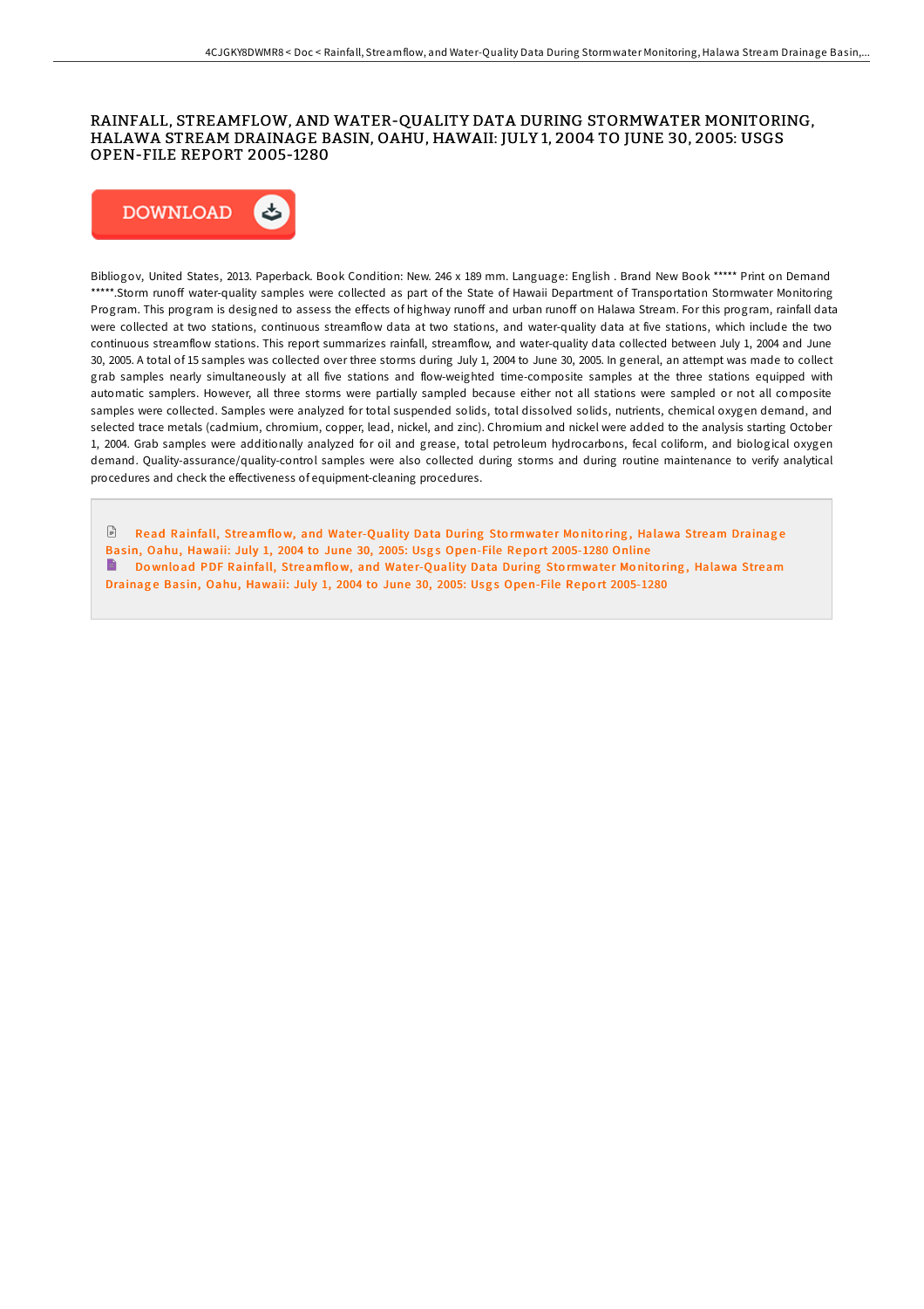# RAINFALL, STREAMFLOW, AND WATER-QUALITY DATA DURING STORMWATER MONITORING, HALAWA STREAM DRAINAGE BASIN, OAHU, HAWAII: JULY 1, 2004 TO JUNE 30, 2005: USGS OPEN-FILE REPORT 2005-1280

DOWNLOAD

Bibliogov, United States, 2013. Paperback. Book Condition: New. 246 x 189 mm. Language: English . Brand New Book ***** Print on Demand *****.Storm runoff water-quality samples were collected as part of the State of Hawaii Department of Transportation Stormwater Monitoring Program. This program is designed to assess the effects of highway runoff and urban runoff on Halawa Stream. For this program, rainfall data were collected at two stations, continuous streamflow data at two stations, and water-quality data at five stations, which include the two continuous streamflow stations. This report summarizes rainfall, streamflow, and water-quality data collected between July 1, 2004 and June 30, 2005. A total of 15 samples was collected over three storms during July 1, 2004 to June 30, 2005. In general, an attempt was made to collect grab samples nearly simultaneously at all five stations and flow-weighted time-composite samples at the three stations equipped with automatic samplers. However, all three storms were partially sampled because either not all stations were sampled or not all composite samples were collected. Samples were analyzed for total suspended solids, total dissolved solids, nutrients, chemical oxygen demand, and selected trace metals (cadmium, chromium, copper, lead, nickel, and zinc). Chromium and nickel were added to the analysis starting October 1, 2004. Grab samples were additionally analyzed for oil and grease, total petroleum hydrocarbons, fecal coliform, and biological oxygen demand. Quality-assurance/quality-control samples were also collected during storms and during routine maintenance to verify analytical procedures and check the effectiveness of equipment-cleaning procedures.

Read Rainfall, Streamflow, and Water-Quality Data During Stormwater Monitoring, Halawa Stream Drainage Basin, Oahu, Hawaii: July 1, 2004 to June 30, 2005: Usgs Open-File Report 2005-1280 Online

Download PDF Rainfall, Streamflow, and Water-Quality Data During Stormwater Monitoring, Halawa Stream Drainage Basin, Oahu, Hawaii: July 1, 2004 to June 30, 2005: Usgs Open-File Report 2005-1280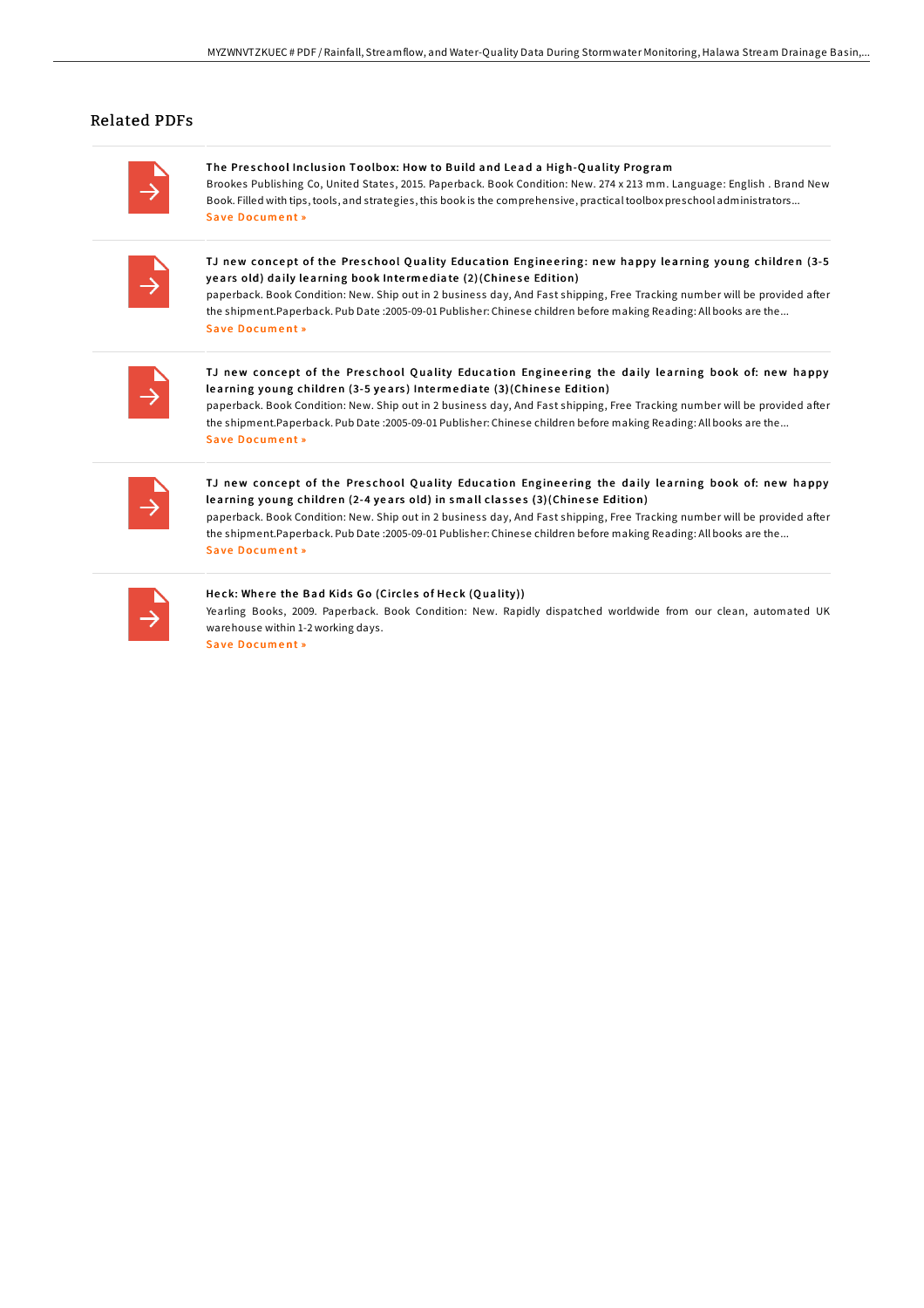## Related PDFs

**The Preschool Inclusion Toolbox: How to Build and Lead a High-Quality Program**

Brookes Publishing Co, United States, 2015. Paperback. Book Condition: New. 274 x 213 mm. Language: English . Brand New Book. Filled with tips, tools, and strategies, this book is the comprehensive, practical toolbox preschool administrators...

Save Document »

**TJ new concept of the Preschool Quality Education Engineering: new happy learning young children (3-5 years old) daily learning book Intermediate (2)(Chinese Edition)**

paperback. Book Condition: New. Ship out in 2 business day, And Fast shipping, Free Tracking number will be provided after the shipment.Paperback. Pub Date :2005-09-01 Publisher: Chinese children before making Reading: All books are the...

Save Document »

**TJ new concept of the Preschool Quality Education Engineering the daily learning book of: new happy learning young children (3-5 years) Intermediate (3)(Chinese Edition)**

paperback. Book Condition: New. Ship out in 2 business day, And Fast shipping, Free Tracking number will be provided after the shipment.Paperback. Pub Date :2005-09-01 Publisher: Chinese children before making Reading: All books are the...

Save Document »

**TJ new concept of the Preschool Quality Education Engineering the daily learning book of: new happy learning young children (2-4 years old) in small classes (3)(Chinese Edition)**

paperback. Book Condition: New. Ship out in 2 business day, And Fast shipping, Free Tracking number will be provided after the shipment.Paperback. Pub Date :2005-09-01 Publisher: Chinese children before making Reading: All books are the...

Save Document »

**Heck: Where the Bad Kids Go (Circles of Heck (Quality))**

Yearling Books, 2009. Paperback. Book Condition: New. Rapidly dispatched worldwide from our clean, automated UK warehouse within 1-2 working days.

Save Document »